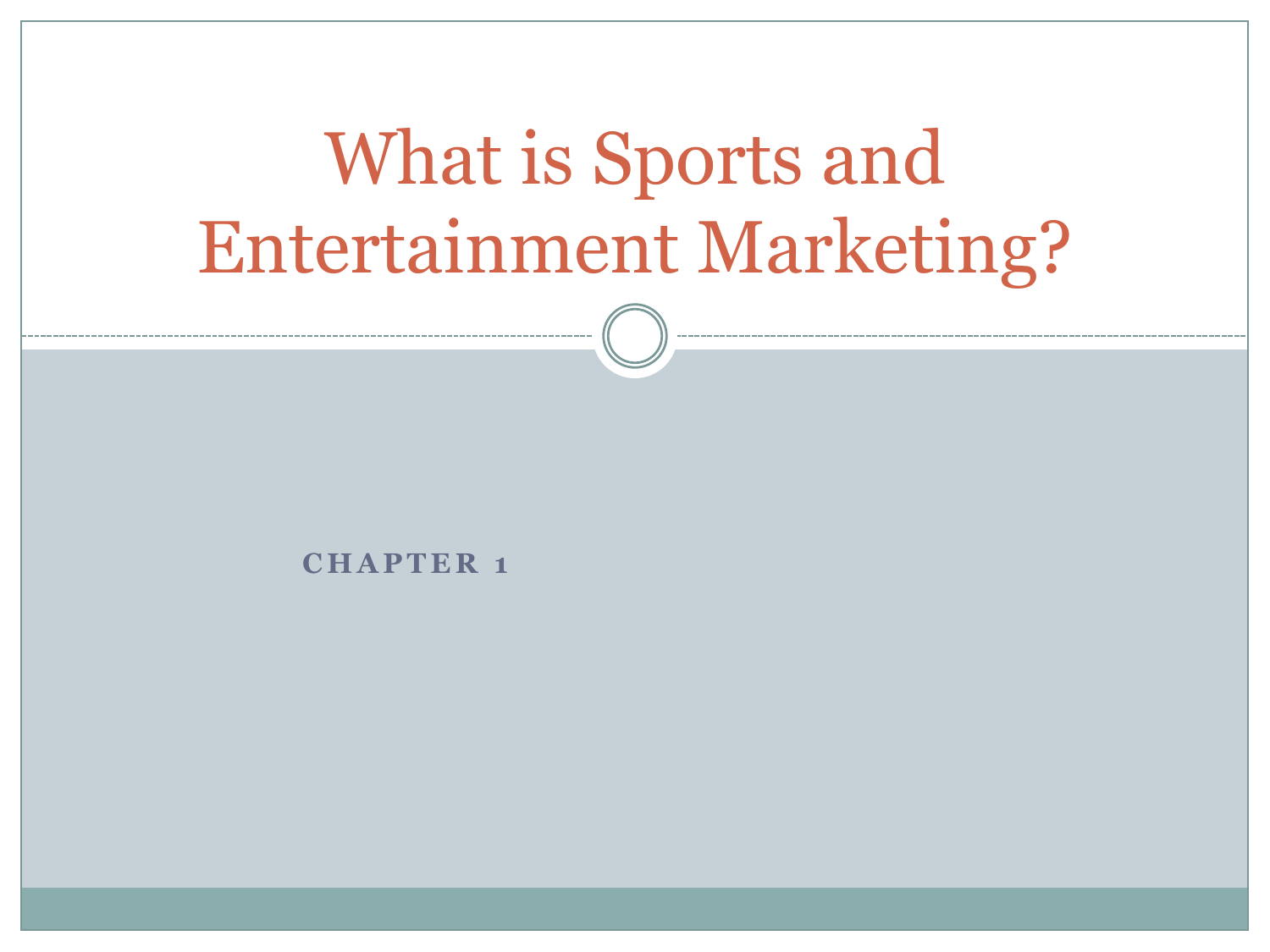# What is Sports and Entertainment Marketing?

CHAPTER 1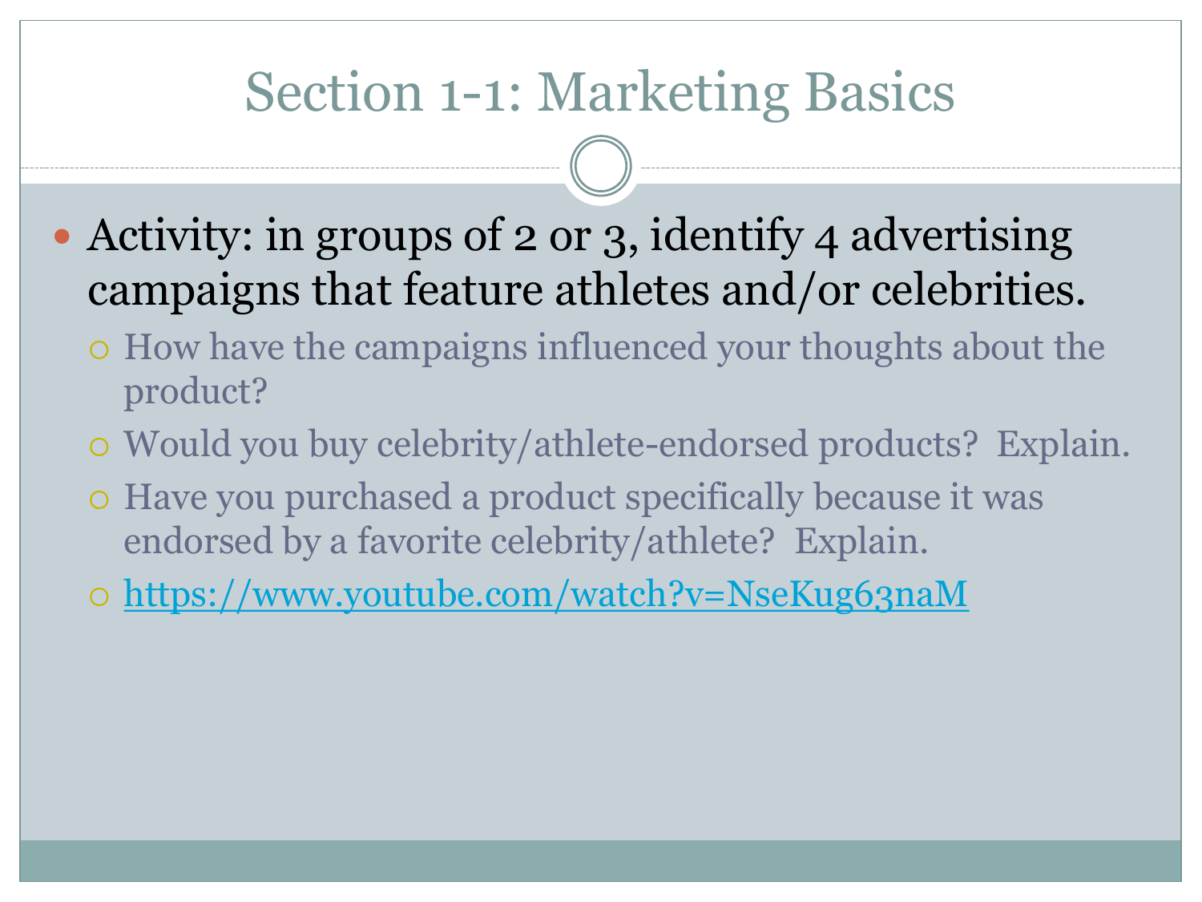# Section 1-1: Marketing Basics

- Activity: in groups of 2 or 3, identify 4 advertising campaigns that feature athletes and/or celebrities.
  - How have the campaigns influenced your thoughts about the product?
  - Would you buy celebrity/athlete-endorsed products? Explain.
  - Have you purchased a product specifically because it was endorsed by a favorite celebrity/athlete? Explain.
  - https://www.youtube.com/watch?v=NseKug63naM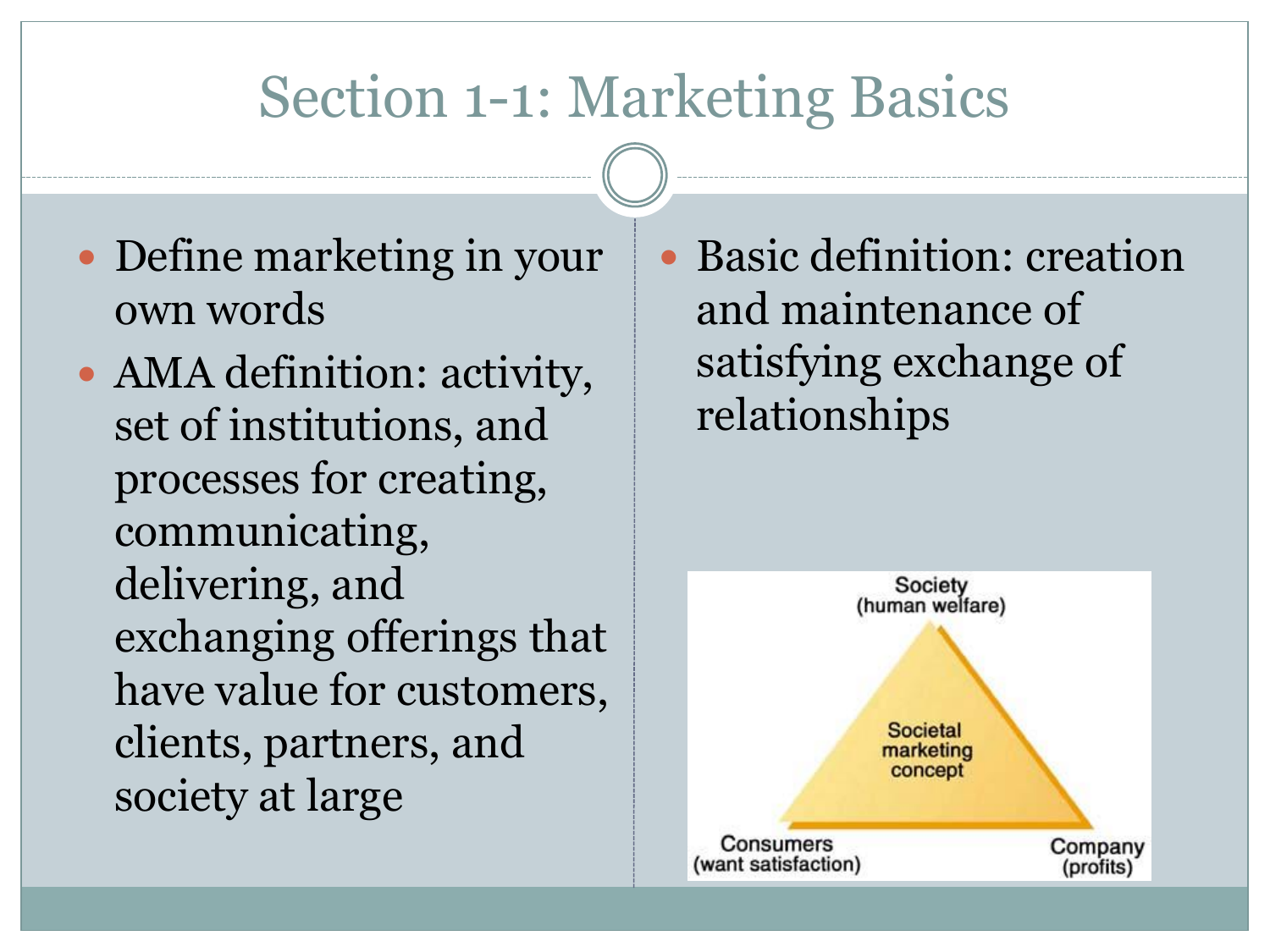# Section 1-1: Marketing Basics

- Define marketing in your own words
- AMA definition: activity, set of institutions, and processes for creating, communicating, delivering, and exchanging offerings that have value for customers, clients, partners, and society at large

- Basic definition: creation and maintenance of satisfying exchange of relationships

Society
(human welfare)

Societal marketing concept

Consumers
(want satisfaction)

Company
(profits)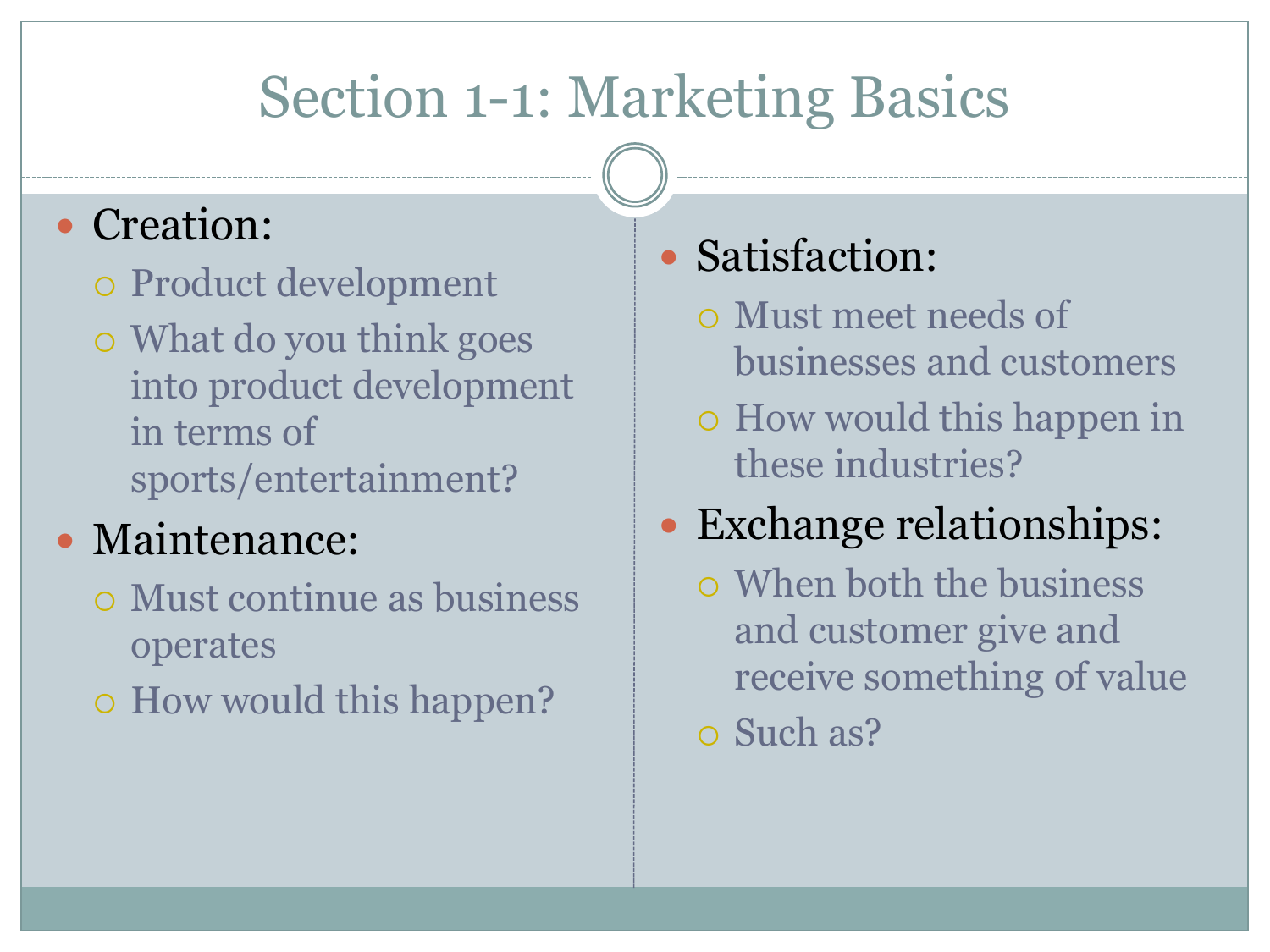# Section 1-1: Marketing Basics

- Creation:
  - Product development
  - What do you think goes into product development in terms of sports/entertainment?
- Maintenance:
  - Must continue as business operates
  - How would this happen?
- Satisfaction:
  - Must meet needs of businesses and customers
  - How would this happen in these industries?
- Exchange relationships:
  - When both the business and customer give and receive something of value
  - Such as?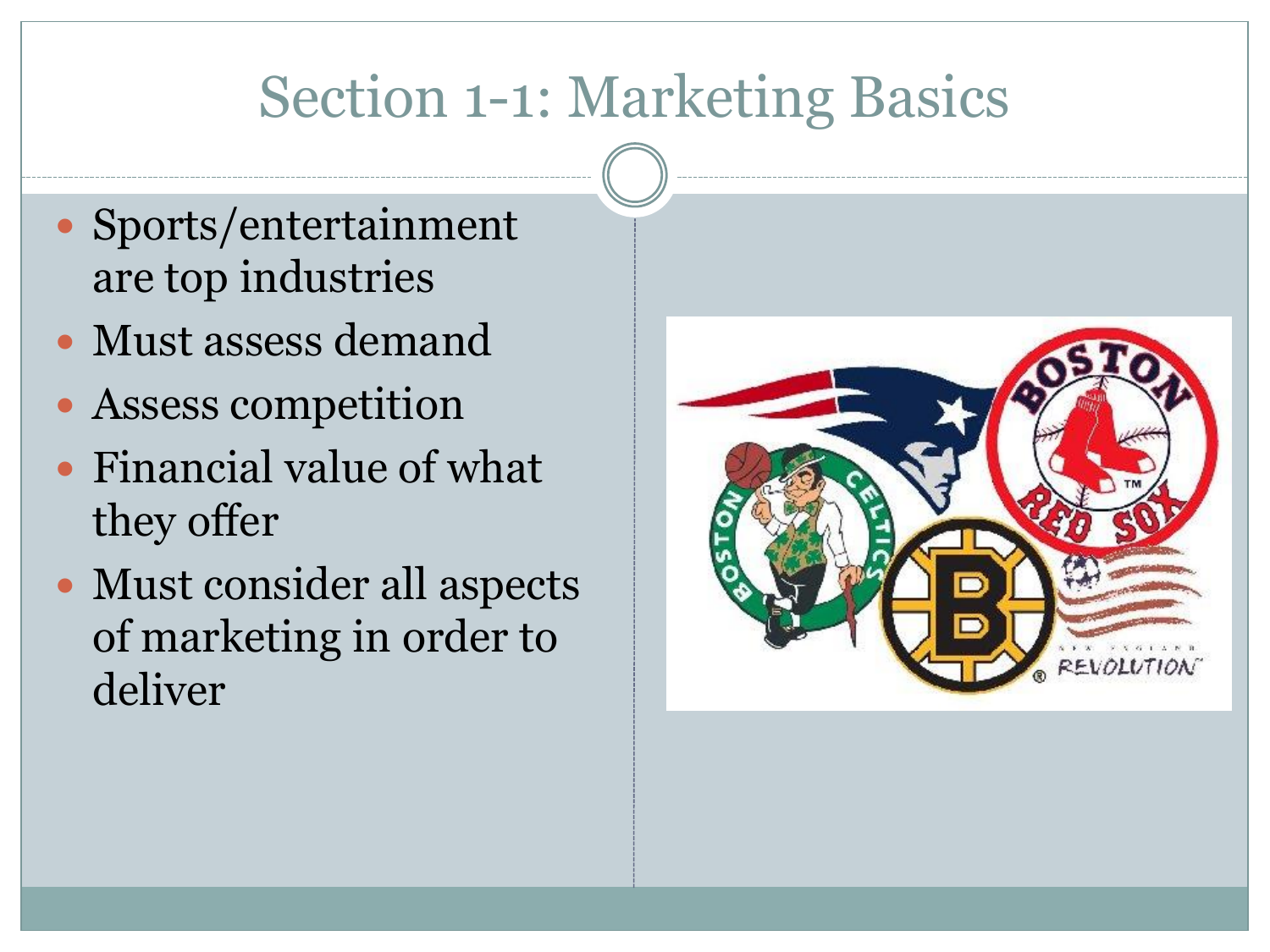# Section 1-1: Marketing Basics

- Sports/entertainment are top industries
- Must assess demand
- Assess competition
- Financial value of what they offer
- Must consider all aspects of marketing in order to deliver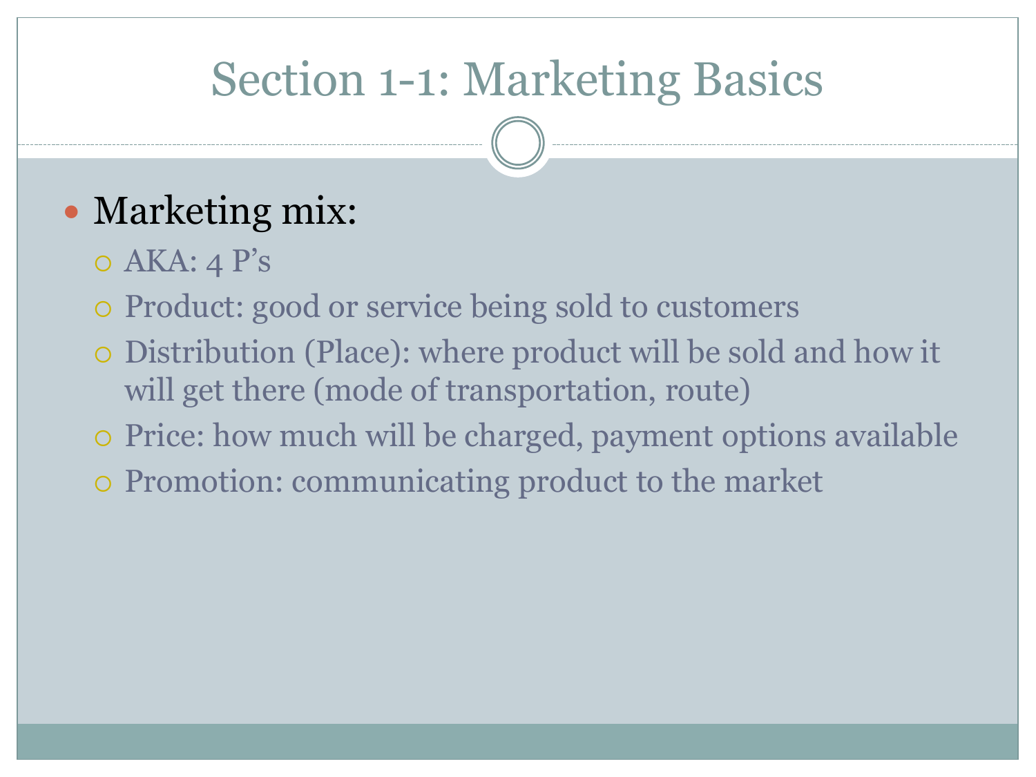# Section 1-1: Marketing Basics

- Marketing mix:
  - AKA: 4 P's
  - Product: good or service being sold to customers
  - Distribution (Place): where product will be sold and how it will get there (mode of transportation, route)
  - Price: how much will be charged, payment options available
  - Promotion: communicating product to the market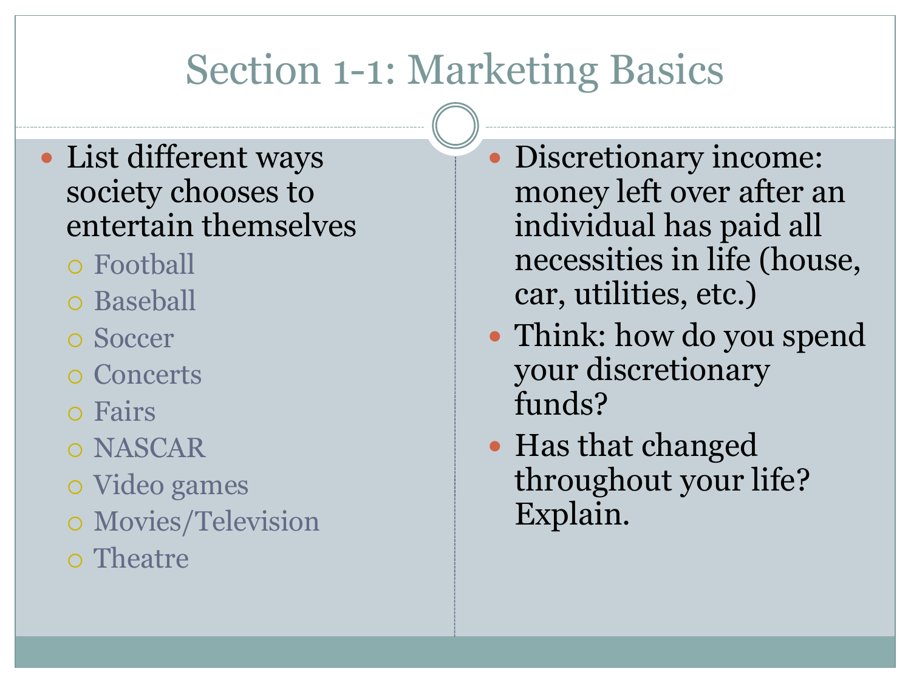# Section 1-1: Marketing Basics

- List different ways society chooses to entertain themselves
  - Football
  - Baseball
  - Soccer
  - Concerts
  - Fairs
  - NASCAR
  - Video games
  - Movies/Television
  - Theatre

- Discretionary income: money left over after an individual has paid all necessities in life (house, car, utilities, etc.)
- Think: how do you spend your discretionary funds?
- Has that changed throughout your life? Explain.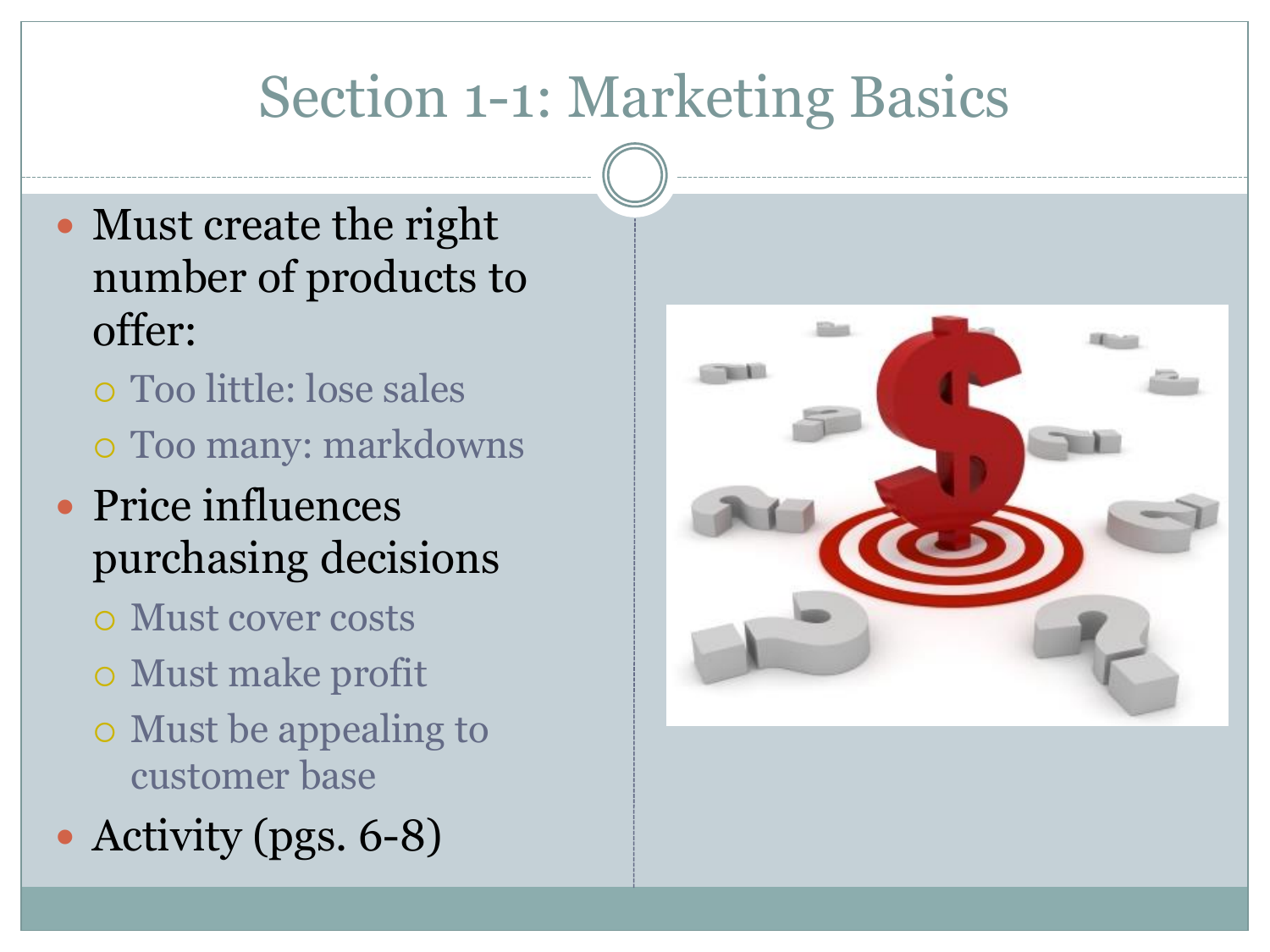# Section 1-1: Marketing Basics

- Must create the right number of products to offer:
  - Too little: lose sales
  - Too many: markdowns
- Price influences purchasing decisions
  - Must cover costs
  - Must make profit
  - Must be appealing to customer base
- Activity (pgs. 6-8)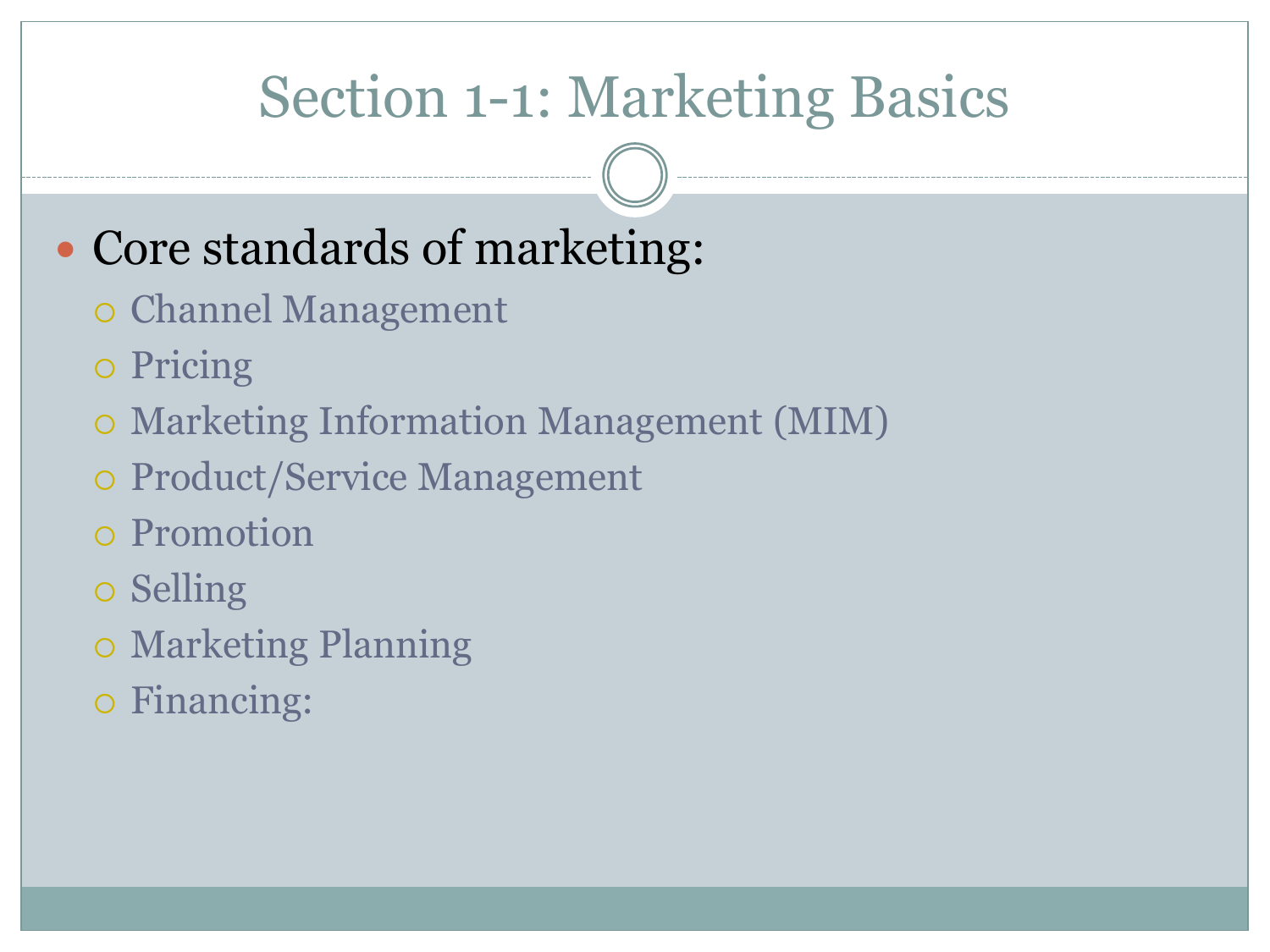# Section 1-1: Marketing Basics

- Core standards of marketing:
  - Channel Management
  - Pricing
  - Marketing Information Management (MIM)
  - Product/Service Management
  - Promotion
  - Selling
  - Marketing Planning
  - Financing: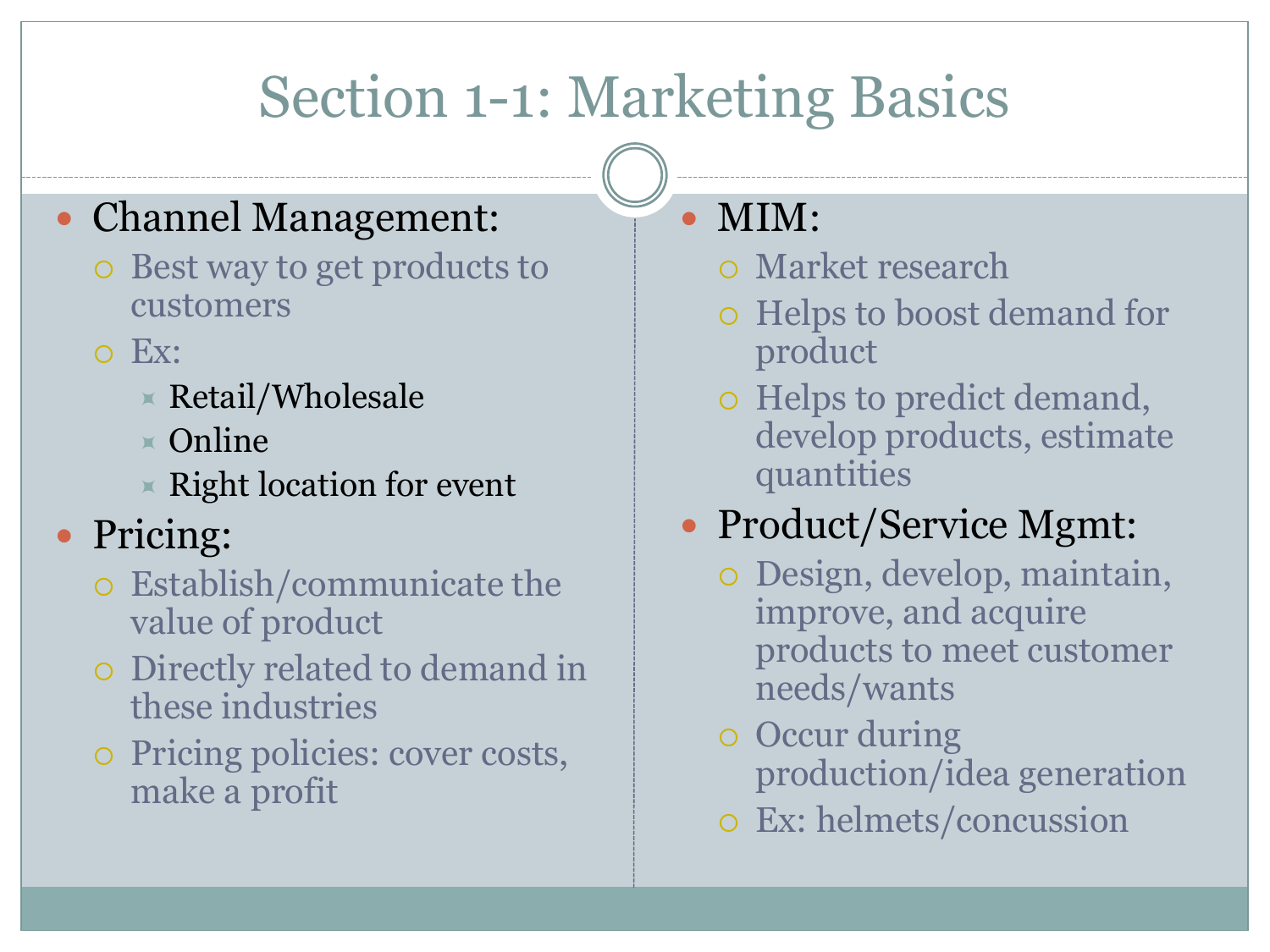# Section 1-1: Marketing Basics

- Channel Management:
  - Best way to get products to customers
  - Ex:
    - Retail/Wholesale
    - Online
    - Right location for event
- Pricing:
  - Establish/communicate the value of product
  - Directly related to demand in these industries
  - Pricing policies: cover costs, make a profit
- MIM:
  - Market research
  - Helps to boost demand for product
  - Helps to predict demand, develop products, estimate quantities
- Product/Service Mgmt:
  - Design, develop, maintain, improve, and acquire products to meet customer needs/wants
  - Occur during production/idea generation
  - Ex: helmets/concussion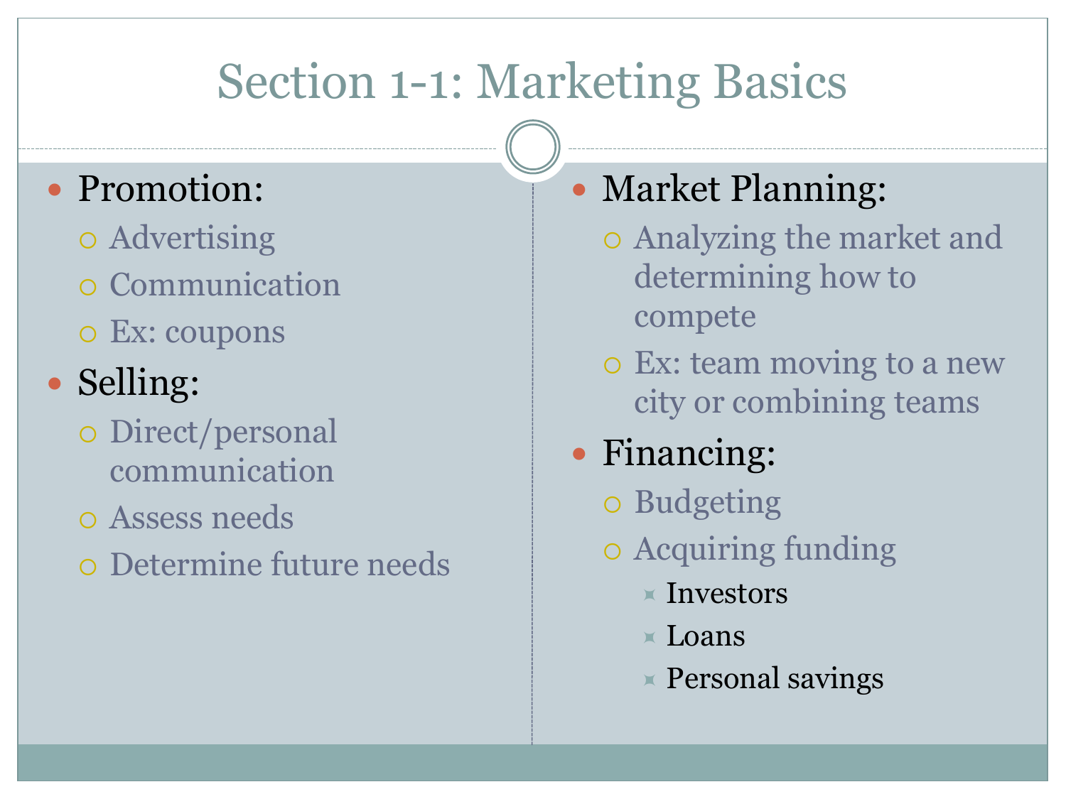# Section 1-1: Marketing Basics

- Promotion:
  - Advertising
  - Communication
  - Ex: coupons
- Selling:
  - Direct/personal communication
  - Assess needs
  - Determine future needs
- Market Planning:
  - Analyzing the market and determining how to compete
  - Ex: team moving to a new city or combining teams
- Financing:
  - Budgeting
  - Acquiring funding
    - Investors
    - Loans
    - Personal savings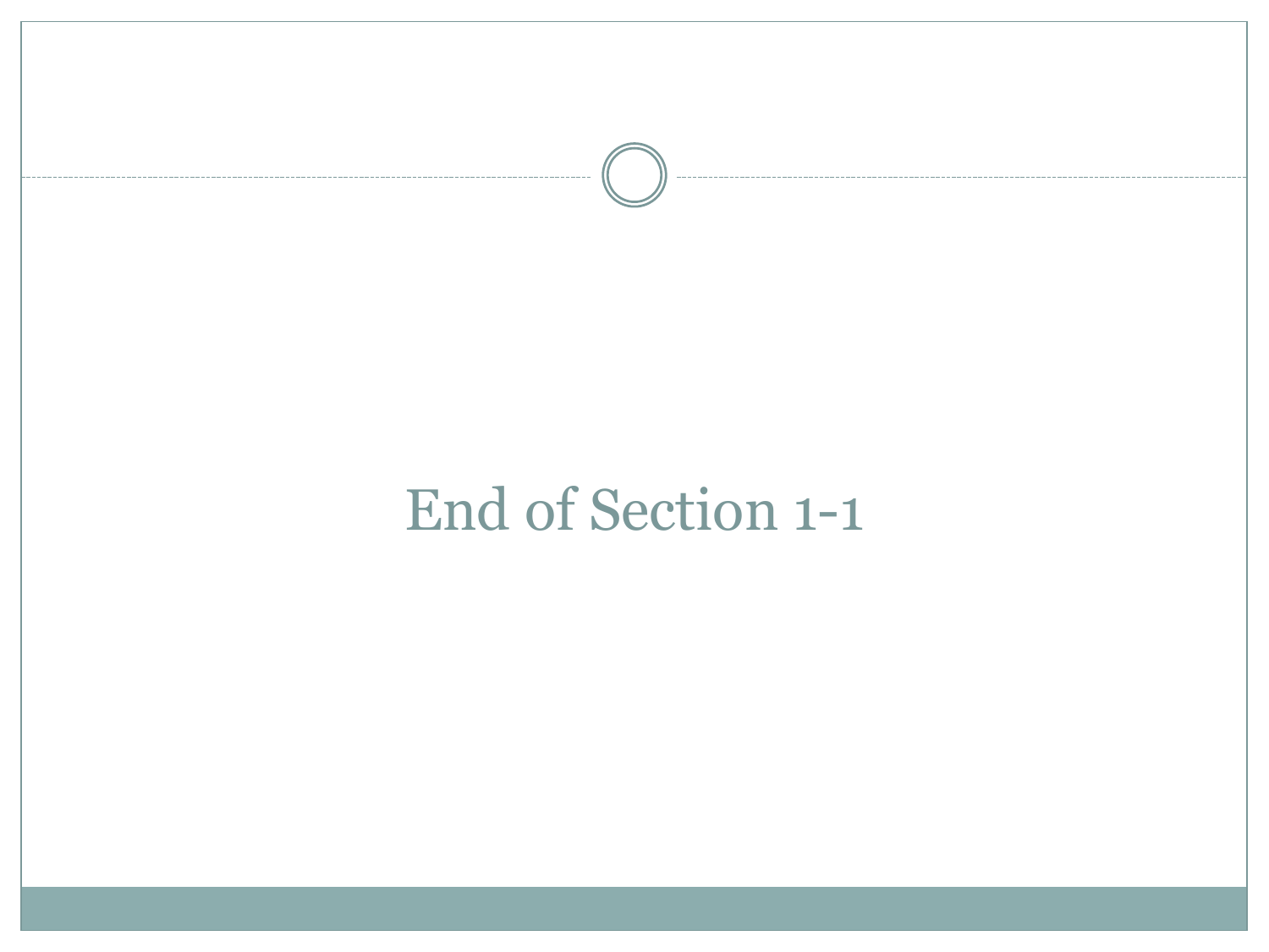# End of Section 1-1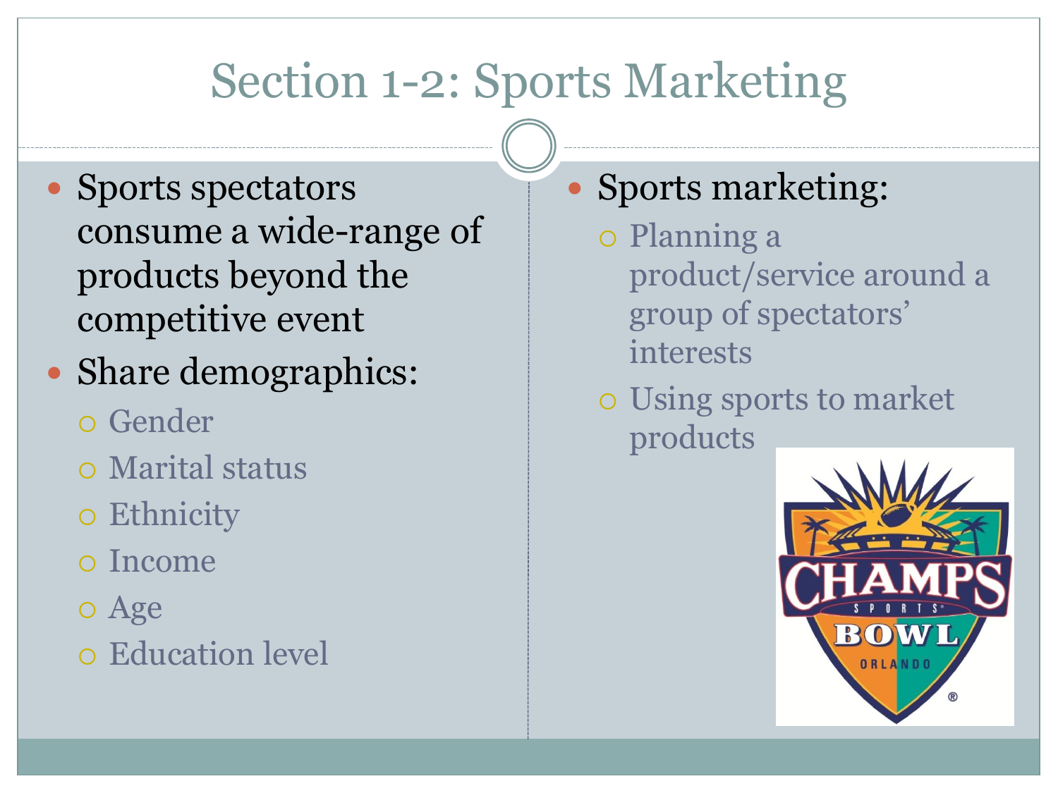# Section 1-2: Sports Marketing

- Sports spectators consume a wide-range of products beyond the competitive event
- Share demographics:
  - Gender
  - Marital status
  - Ethnicity
  - Income
  - Age
  - Education level
- Sports marketing:
  - Planning a product/service around a group of spectators' interests
  - Using sports to market products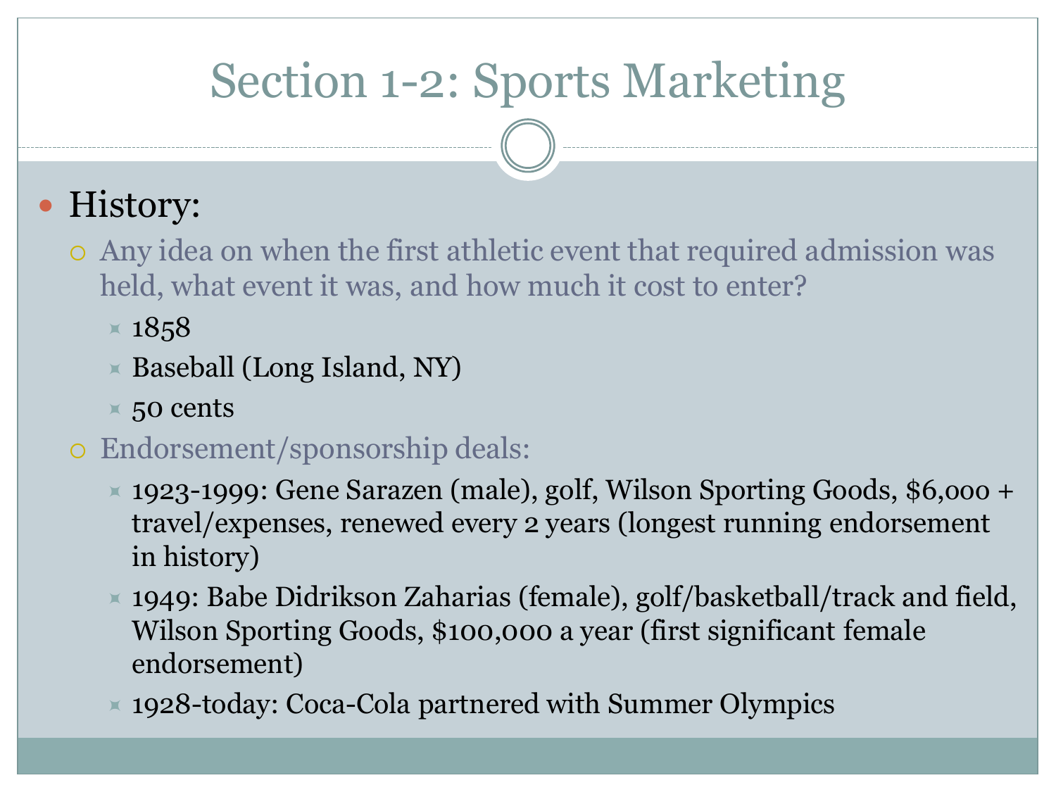# Section 1-2: Sports Marketing

- History:
  - Any idea on when the first athletic event that required admission was held, what event it was, and how much it cost to enter?
    - 1858
    - Baseball (Long Island, NY)
    - 50 cents
  - Endorsement/sponsorship deals:
    - 1923-1999: Gene Sarazen (male), golf, Wilson Sporting Goods, $6,000 + travel/expenses, renewed every 2 years (longest running endorsement in history)
    - 1949: Babe Didrikson Zaharias (female), golf/basketball/track and field, Wilson Sporting Goods, $100,000 a year (first significant female endorsement)
    - 1928-today: Coca-Cola partnered with Summer Olympics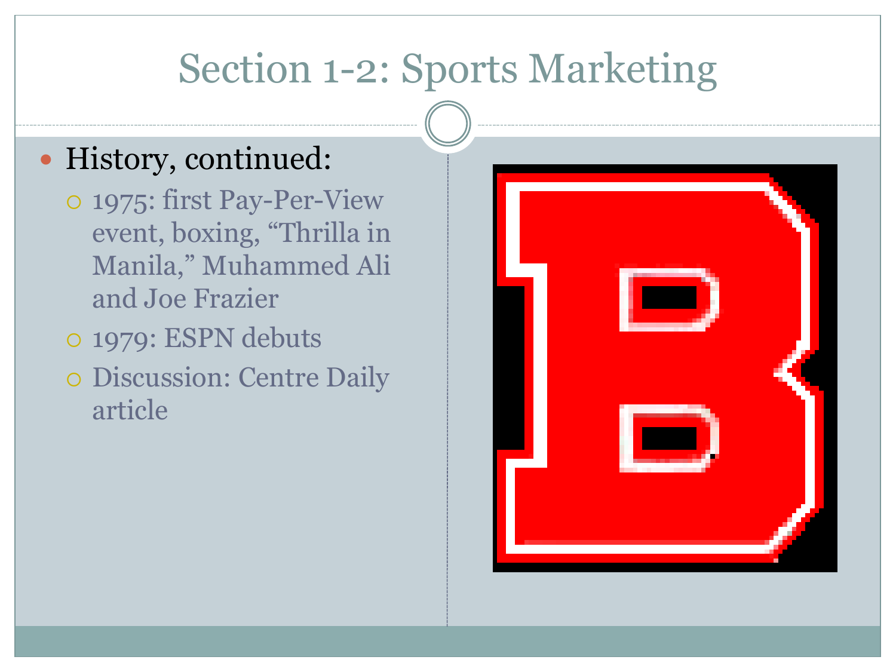# Section 1-2: Sports Marketing

- History, continued:
  - 1975: first Pay-Per-View event, boxing, "Thrilla in Manila," Muhammed Ali and Joe Frazier
  - 1979: ESPN debuts
  - Discussion: Centre Daily article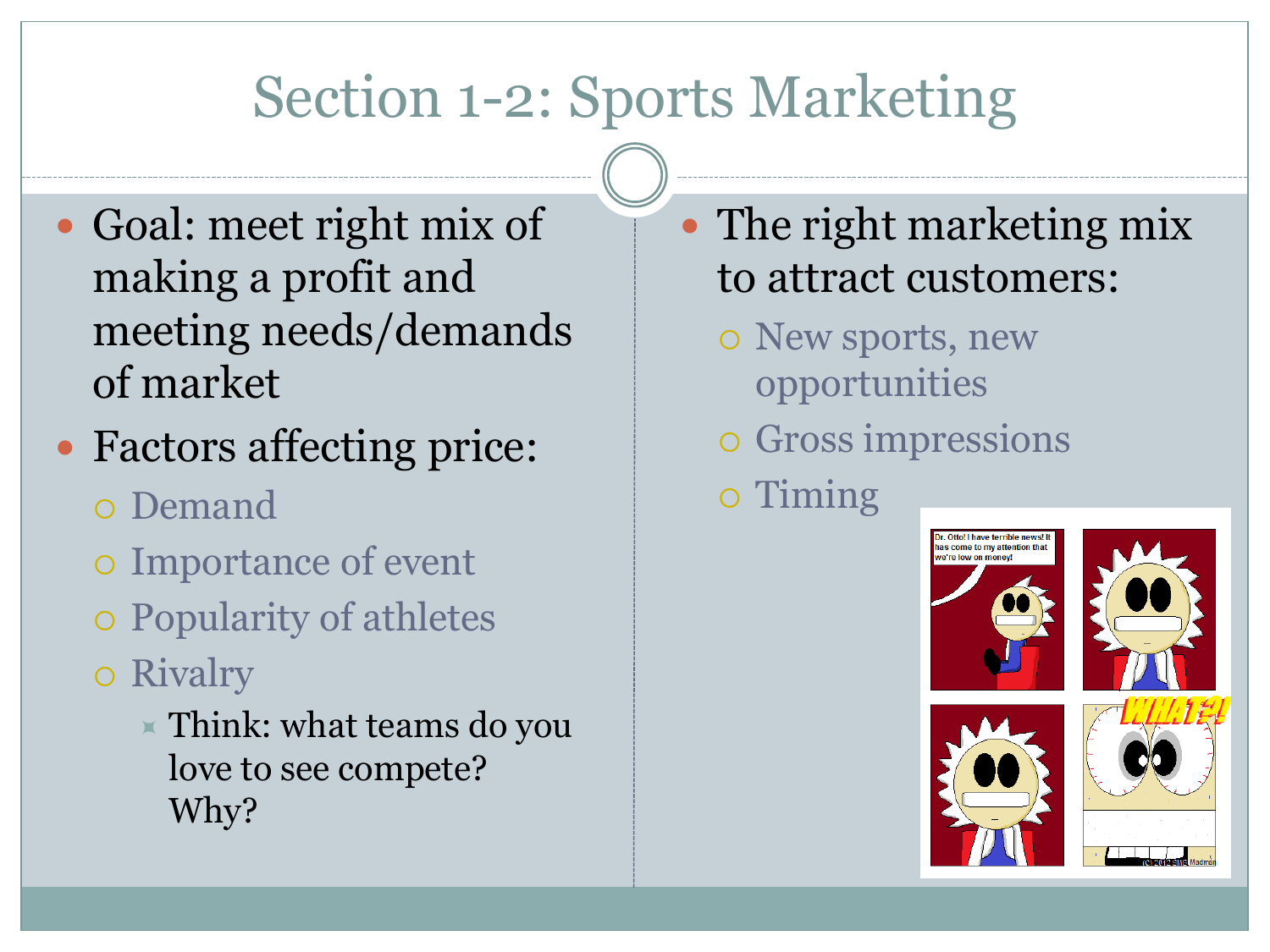# Section 1-2: Sports Marketing

- Goal: meet right mix of making a profit and meeting needs/demands of market
- Factors affecting price:
  - Demand
  - Importance of event
  - Popularity of athletes
  - Rivalry
    - Think: what teams do you love to see compete? Why?
- The right marketing mix to attract customers:
  - New sports, new opportunities
  - Gross impressions
  - Timing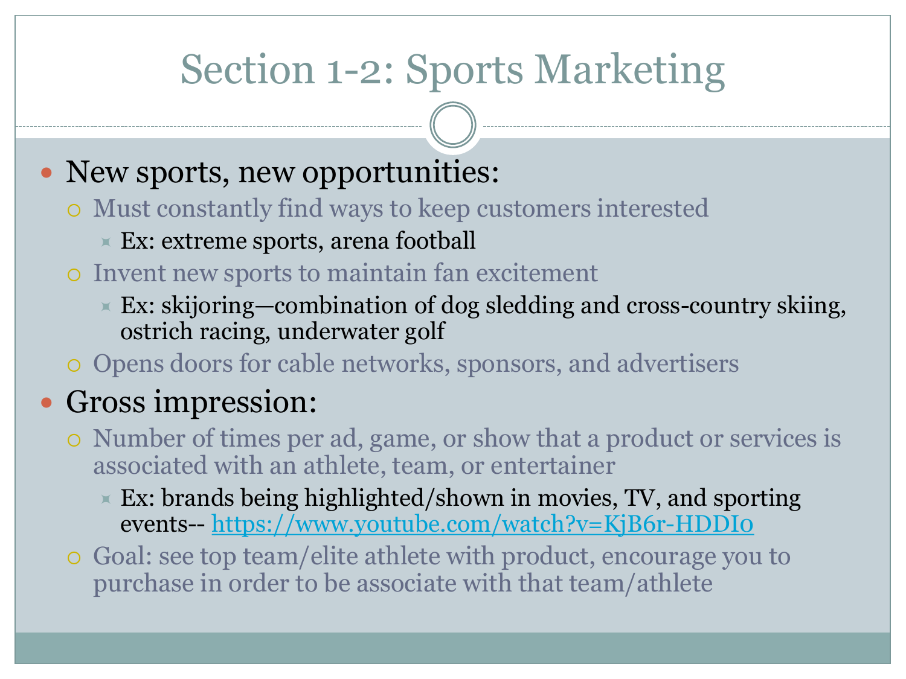# Section 1-2: Sports Marketing

- New sports, new opportunities:
  - Must constantly find ways to keep customers interested
    - Ex: extreme sports, arena football
  - Invent new sports to maintain fan excitement
    - Ex: skijoring—combination of dog sledding and cross-country skiing, ostrich racing, underwater golf
  - Opens doors for cable networks, sponsors, and advertisers
- Gross impression:
  - Number of times per ad, game, or show that a product or services is associated with an athlete, team, or entertainer
    - Ex: brands being highlighted/shown in movies, TV, and sporting events-- https://www.youtube.com/watch?v=KjB6r-HDDIo
  - Goal: see top team/elite athlete with product, encourage you to purchase in order to be associate with that team/athlete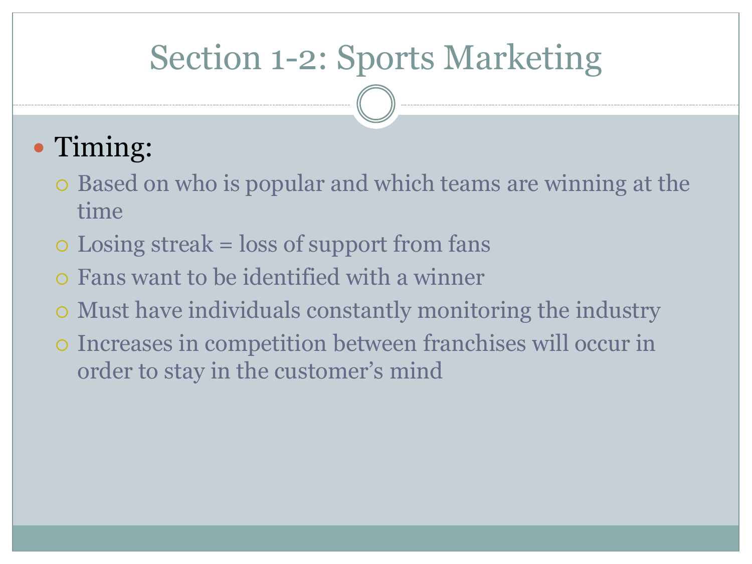# Section 1-2: Sports Marketing

- Timing:
  - Based on who is popular and which teams are winning at the time
  - Losing streak = loss of support from fans
  - Fans want to be identified with a winner
  - Must have individuals constantly monitoring the industry
  - Increases in competition between franchises will occur in order to stay in the customer's mind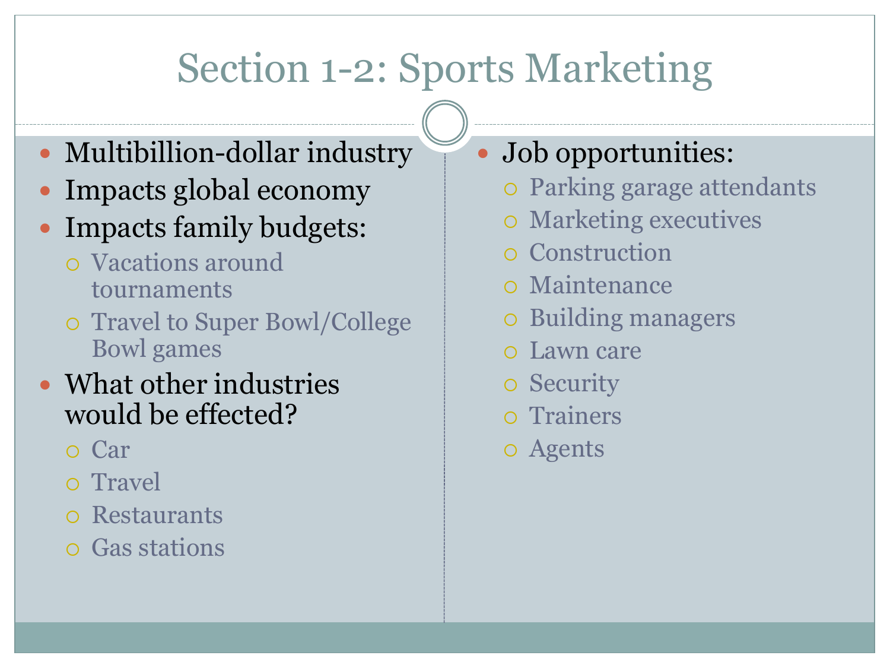# Section 1-2: Sports Marketing

- Multibillion-dollar industry
- Impacts global economy
- Impacts family budgets:
  - Vacations around tournaments
  - Travel to Super Bowl/College Bowl games
- What other industries would be effected?
  - Car
  - Travel
  - Restaurants
  - Gas stations
- Job opportunities:
  - Parking garage attendants
  - Marketing executives
  - Construction
  - Maintenance
  - Building managers
  - Lawn care
  - Security
  - Trainers
  - Agents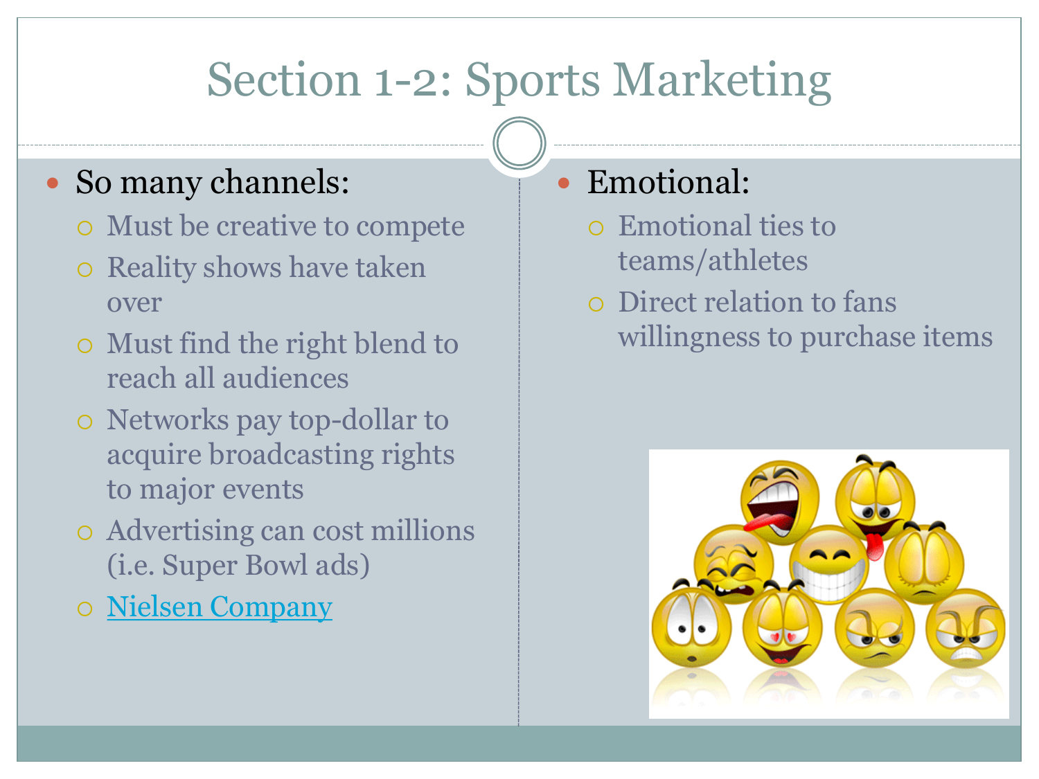# Section 1-2: Sports Marketing

- So many channels:
  - Must be creative to compete
  - Reality shows have taken over
  - Must find the right blend to reach all audiences
  - Networks pay top-dollar to acquire broadcasting rights to major events
  - Advertising can cost millions (i.e. Super Bowl ads)
  - Nielsen Company
- Emotional:
  - Emotional ties to teams/athletes
  - Direct relation to fans willingness to purchase items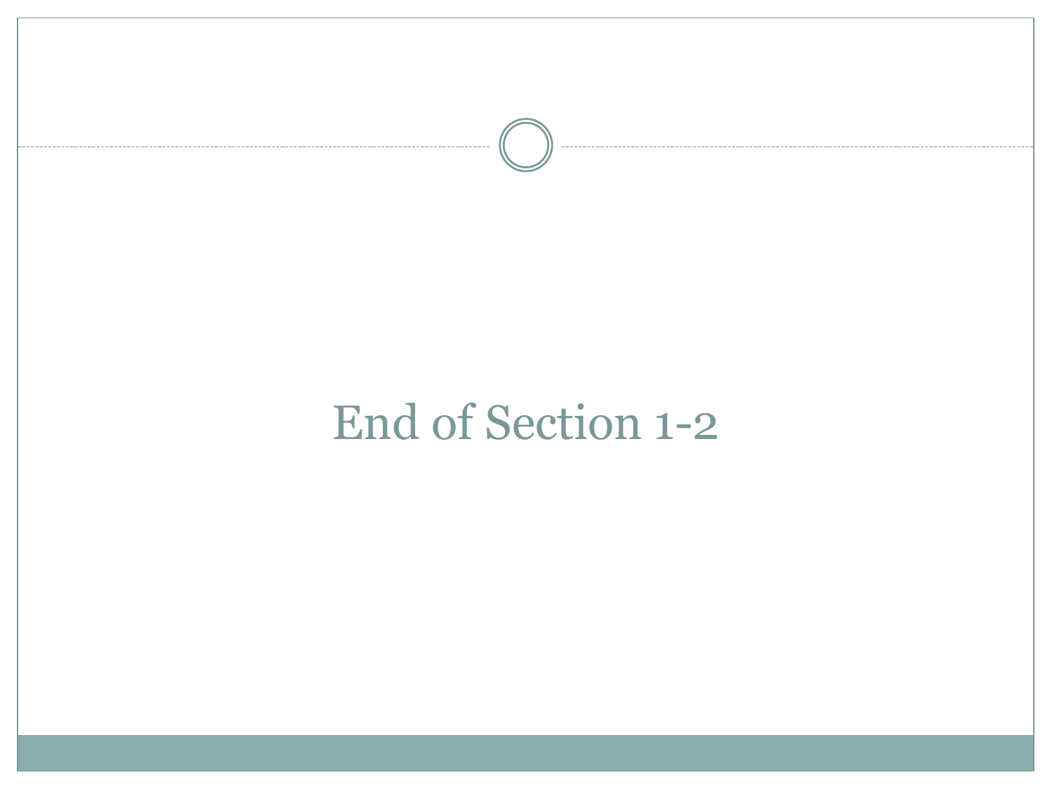# End of Section 1-2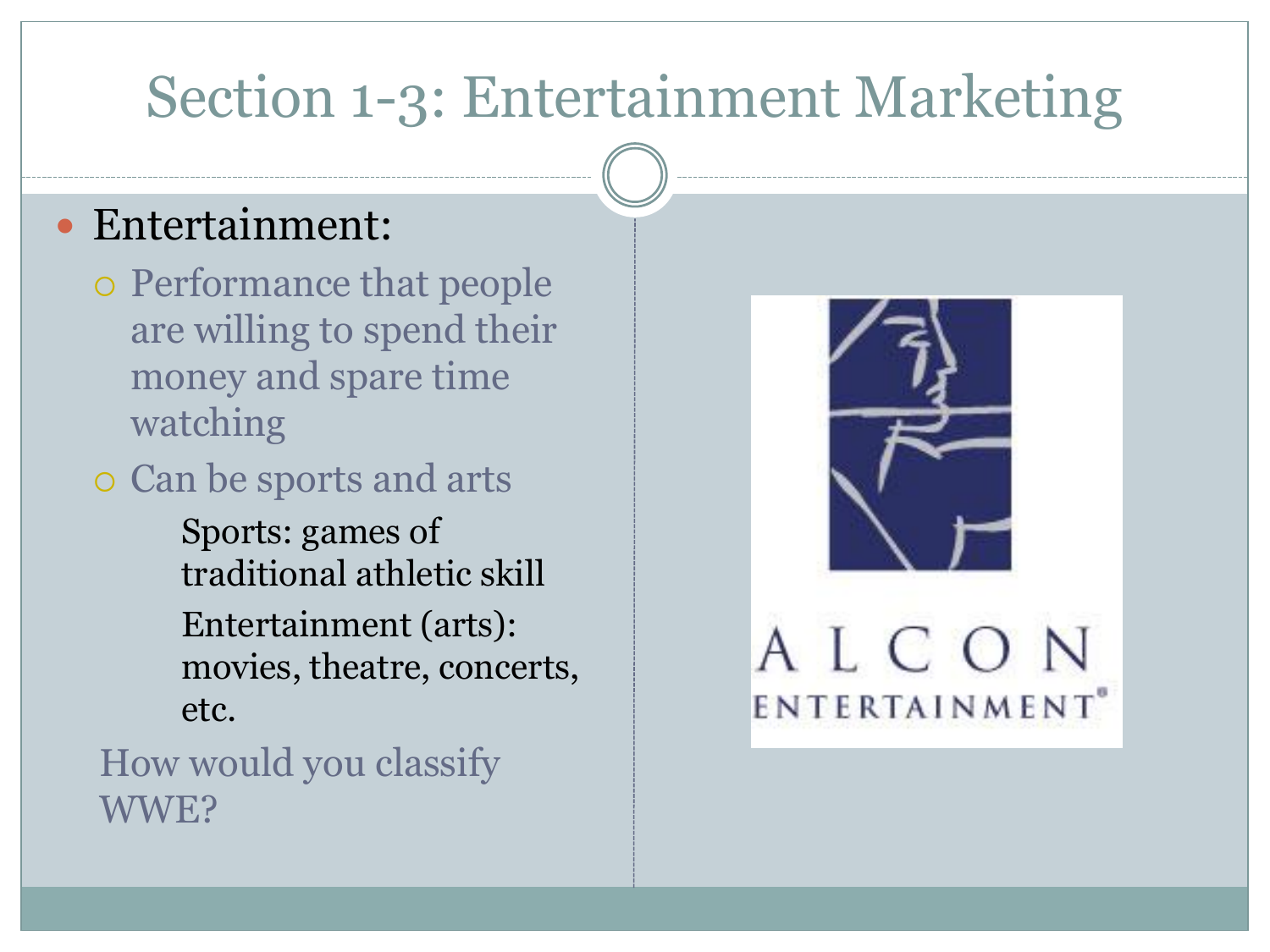# Section 1-3: Entertainment Marketing

- Entertainment:
  - Performance that people are willing to spend their money and spare time watching
  - Can be sports and arts
    - Sports: games of traditional athletic skill
    - Entertainment (arts): movies, theatre, concerts, etc.

  How would you classify WWE?

ALCON ENTERTAINMENT®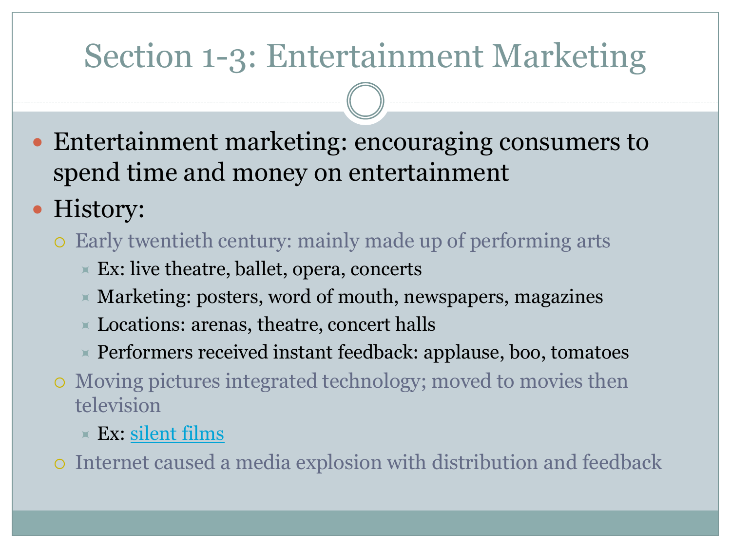# Section 1-3: Entertainment Marketing

- Entertainment marketing: encouraging consumers to spend time and money on entertainment
- History:
  - Early twentieth century: mainly made up of performing arts
    - Ex: live theatre, ballet, opera, concerts
    - Marketing: posters, word of mouth, newspapers, magazines
    - Locations: arenas, theatre, concert halls
    - Performers received instant feedback: applause, boo, tomatoes
  - Moving pictures integrated technology; moved to movies then television
    - Ex: silent films
  - Internet caused a media explosion with distribution and feedback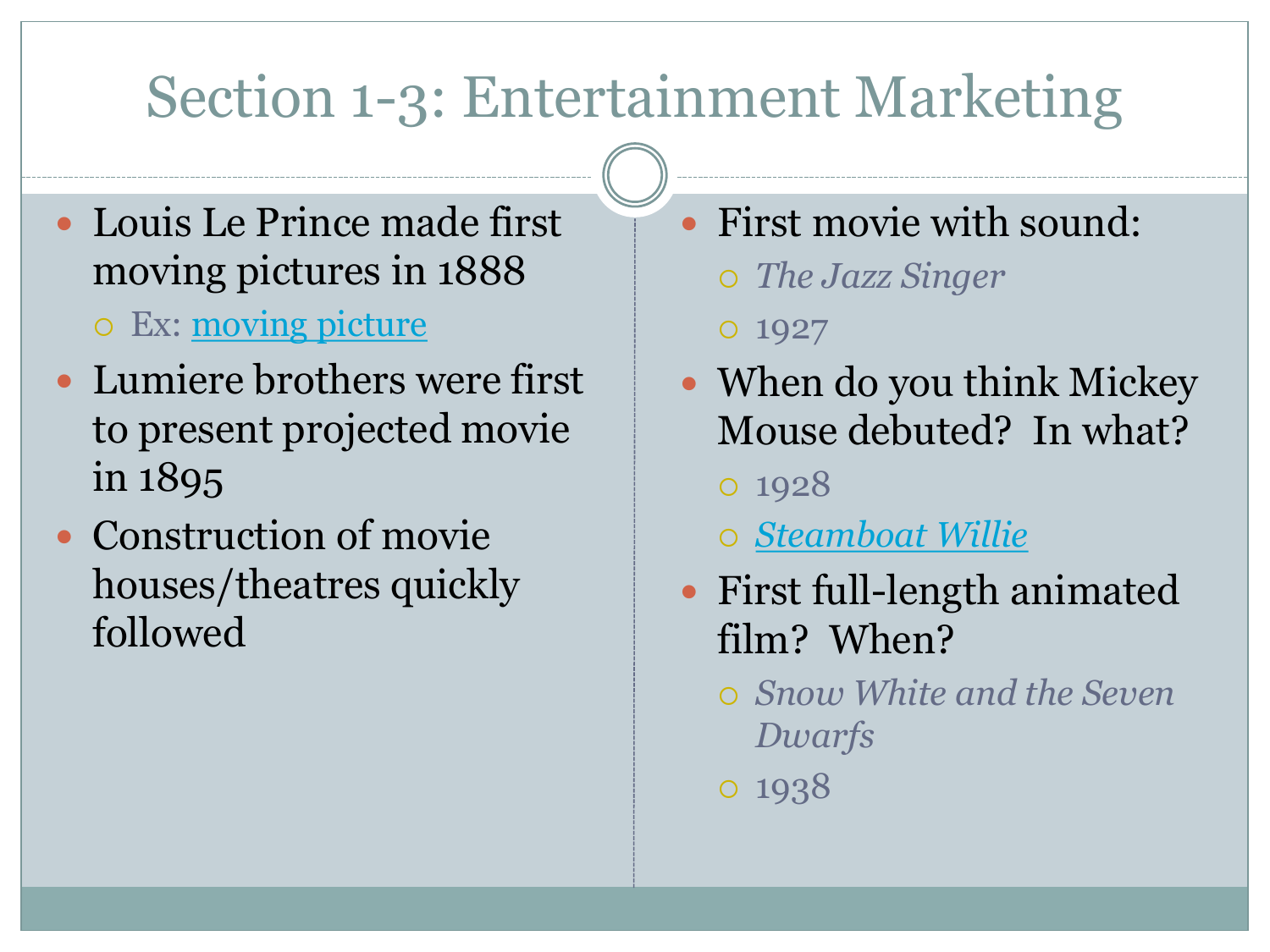# Section 1-3: Entertainment Marketing

- Louis Le Prince made first moving pictures in 1888
  - Ex: moving picture
- Lumiere brothers were first to present projected movie in 1895
- Construction of movie houses/theatres quickly followed
- First movie with sound:
  - *The Jazz Singer*
  - 1927
- When do you think Mickey Mouse debuted? In what?
  - 1928
  - *Steamboat Willie*
- First full-length animated film? When?
  - *Snow White and the Seven Dwarfs*
  - 1938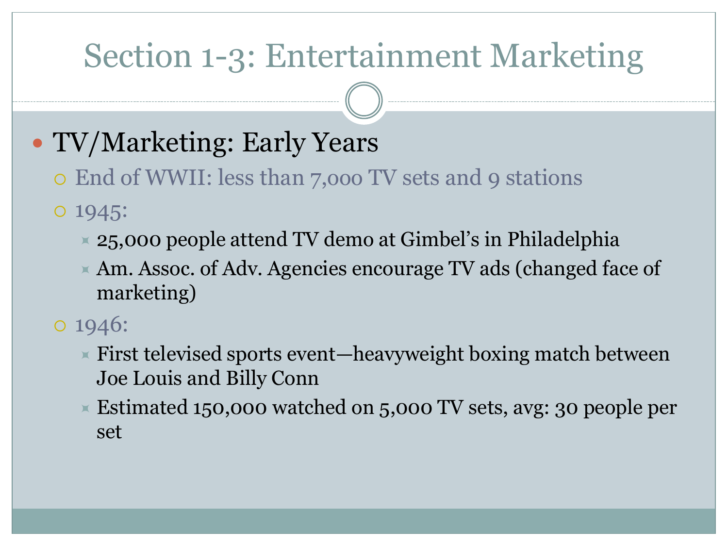# Section 1-3: Entertainment Marketing

- TV/Marketing: Early Years
  - End of WWII: less than 7,000 TV sets and 9 stations
  - 1945:
    - 25,000 people attend TV demo at Gimbel's in Philadelphia
    - Am. Assoc. of Adv. Agencies encourage TV ads (changed face of marketing)
  - 1946:
    - First televised sports event—heavyweight boxing match between Joe Louis and Billy Conn
    - Estimated 150,000 watched on 5,000 TV sets, avg: 30 people per set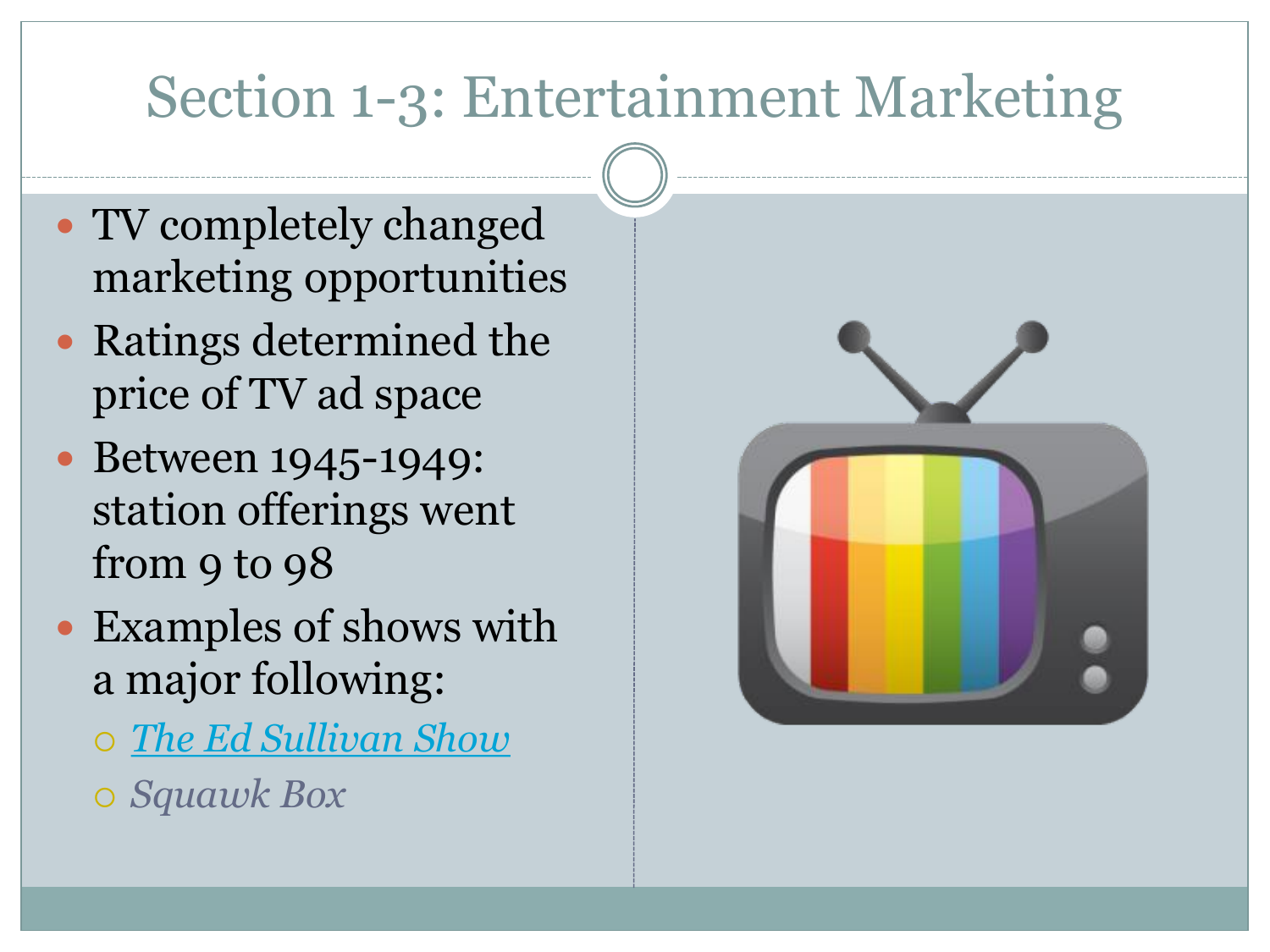# Section 1-3: Entertainment Marketing

- TV completely changed marketing opportunities
- Ratings determined the price of TV ad space
- Between 1945-1949: station offerings went from 9 to 98
- Examples of shows with a major following:
  - *The Ed Sullivan Show*
  - *Squawk Box*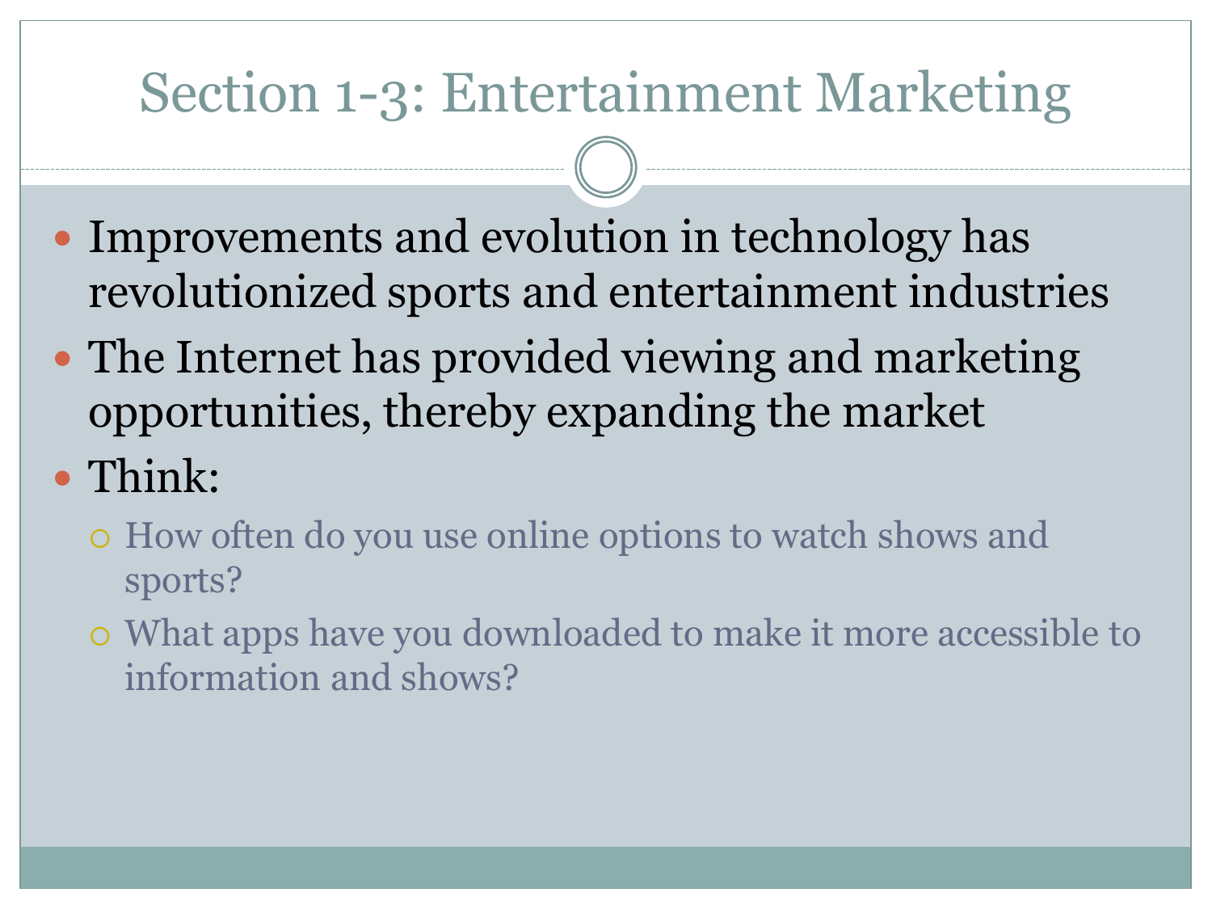# Section 1-3: Entertainment Marketing

- Improvements and evolution in technology has revolutionized sports and entertainment industries
- The Internet has provided viewing and marketing opportunities, thereby expanding the market
- Think:
  - How often do you use online options to watch shows and sports?
  - What apps have you downloaded to make it more accessible to information and shows?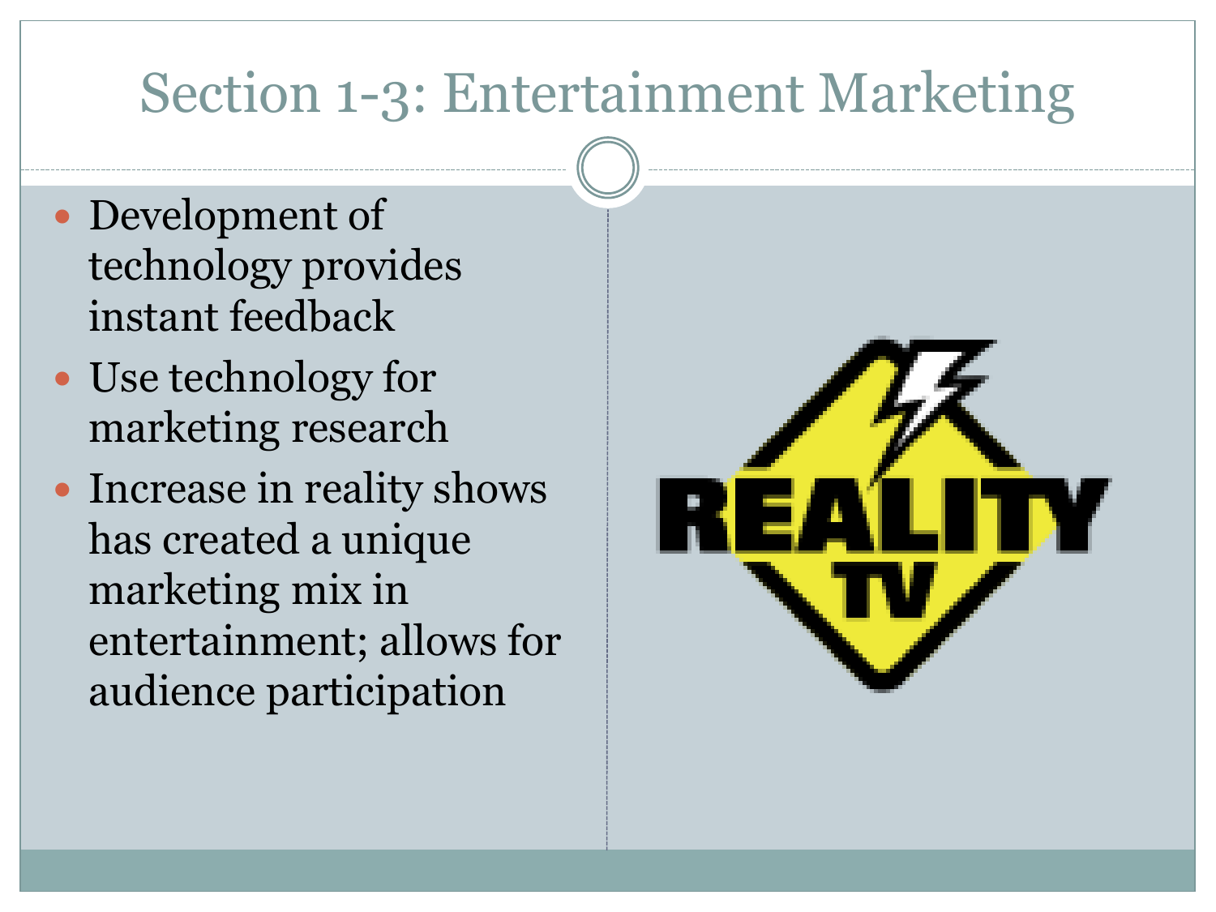# Section 1-3: Entertainment Marketing

- Development of technology provides instant feedback
- Use technology for marketing research
- Increase in reality shows has created a unique marketing mix in entertainment; allows for audience participation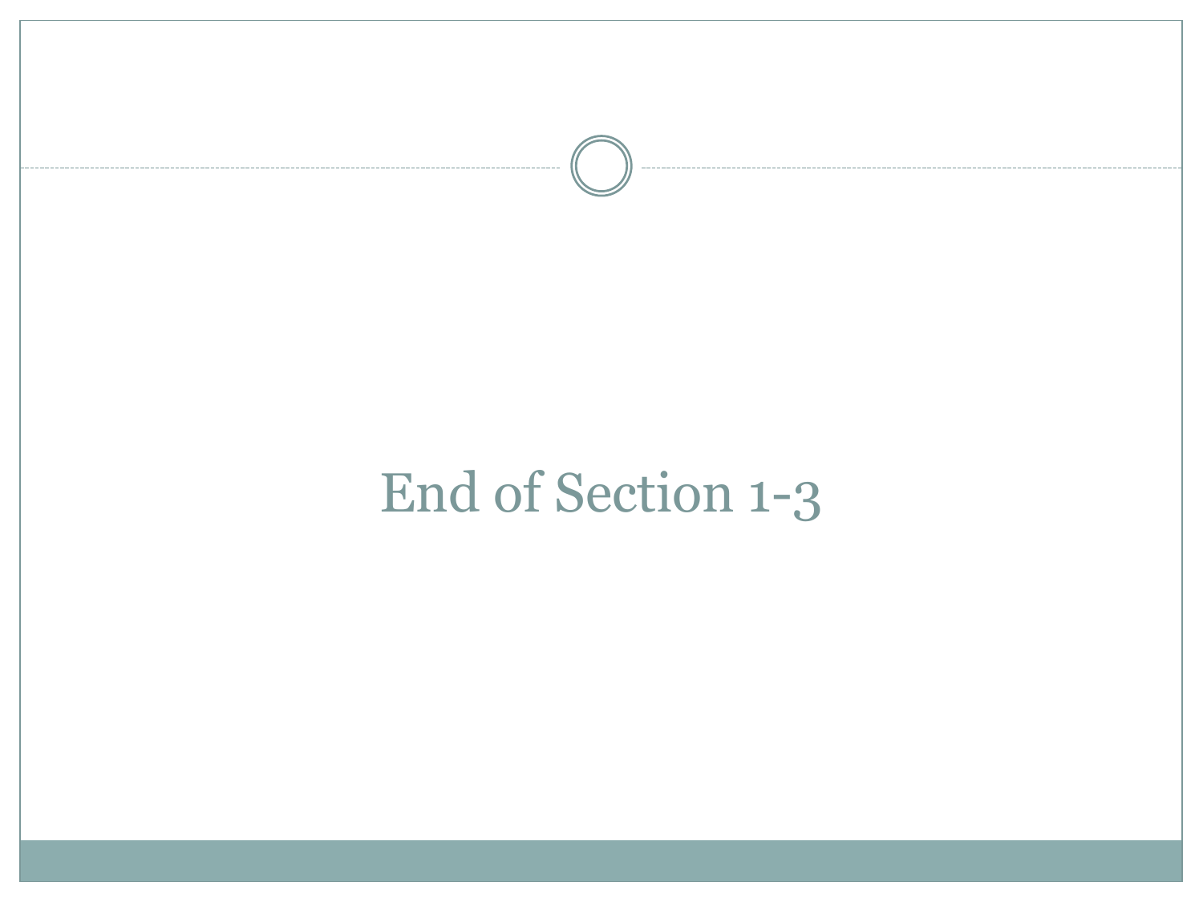# End of Section 1-3